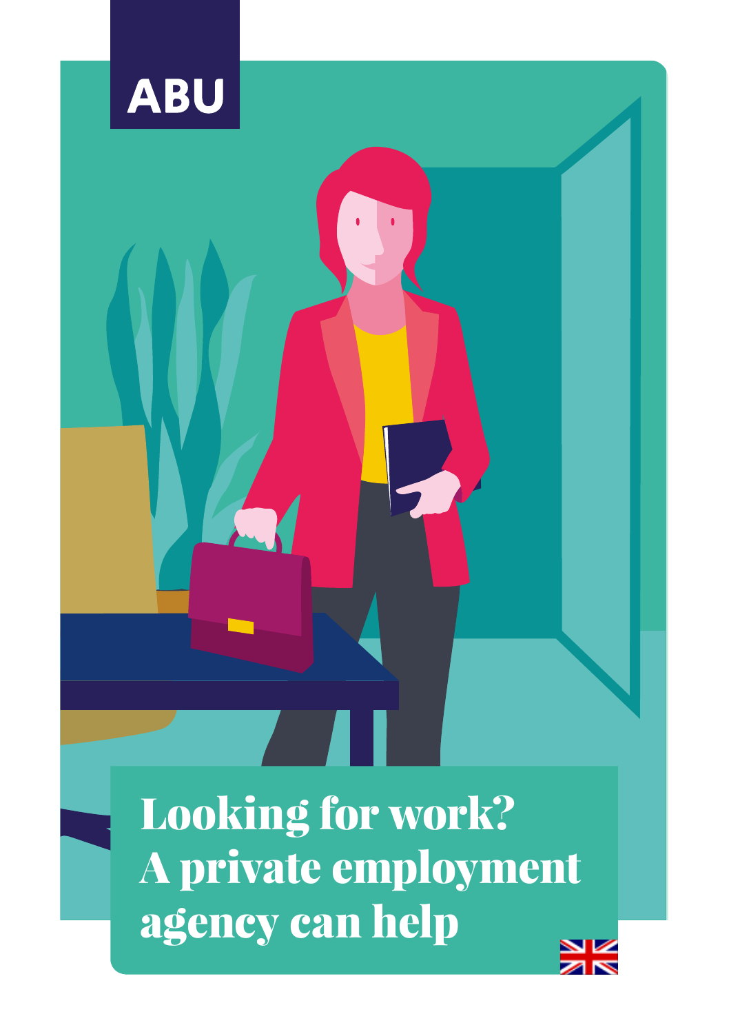ABU

# Looking for work? A private employment agency can help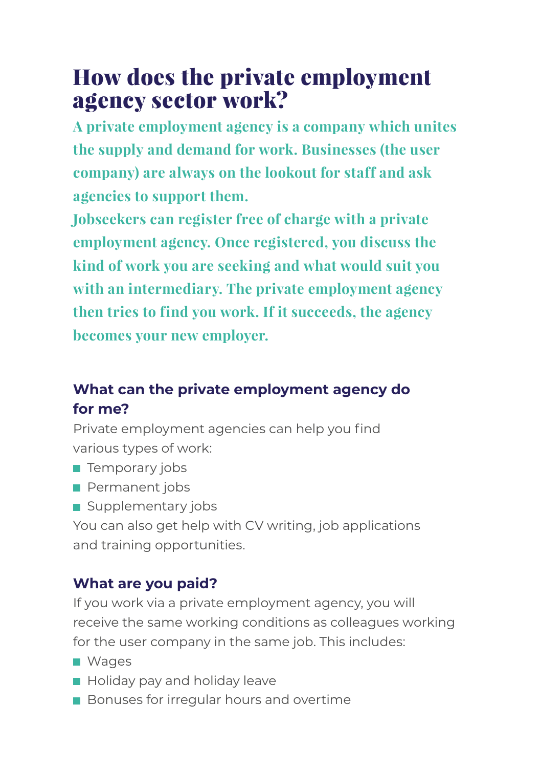# How does the private employment agency sector work?

**A private employment agency is a company which unites the supply and demand for work. Businesses (the user company) are always on the lookout for staff and ask agencies to support them.**

**Jobseekers can register free of charge with a private employment agency. Once registered, you discuss the kind of work you are seeking and what would suit you with an intermediary. The private employment agency then tries to find you work. If it succeeds, the agency becomes your new employer.**

### What can the private employment agency do for me?

Private employment agencies can help you find various types of work:

- Temporary jobs
- Permanent jobs
- Supplementary jobs

You can also get help with CV writing, job applications and training opportunities.

### What are you paid?

If you work via a private employment agency, you will receive the same working conditions as colleagues working for the user company in the same job. This includes:

- Wages
- Holiday pay and holiday leave
- Bonuses for irregular hours and overtime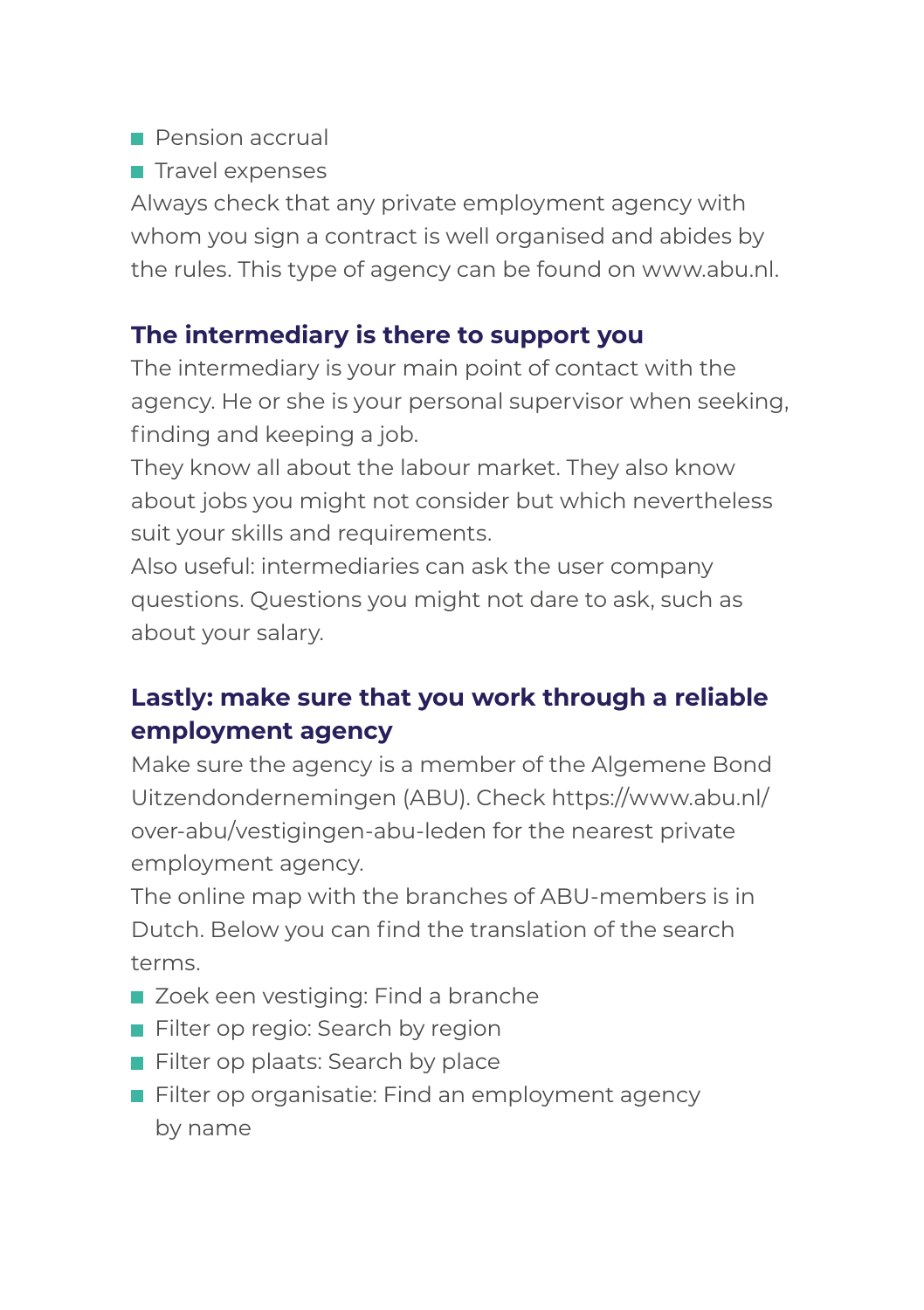- Pension accrual
- Travel expenses

Always check that any private employment agency with whom you sign a contract is well organised and abides by the rules. This type of agency can be found on www.abu.nl.

## The intermediary is there to support you

The intermediary is your main point of contact with the agency. He or she is your personal supervisor when seeking, finding and keeping a job.

They know all about the labour market. They also know about jobs you might not consider but which nevertheless suit your skills and requirements.

Also useful: intermediaries can ask the user company questions. Questions you might not dare to ask, such as about your salary.

## Lastly: make sure that you work through a reliable employment agency

Make sure the agency is a member of the Algemene Bond Uitzendondernemingen (ABU). Check https://www.abu.nl/over-abu/vestigingen-abu-leden for the nearest private employment agency.

The online map with the branches of ABU-members is in Dutch. Below you can find the translation of the search terms.

- Zoek een vestiging: Find a branche
- Filter op regio: Search by region
- Filter op plaats: Search by place
- Filter op organisatie: Find an employment agency by name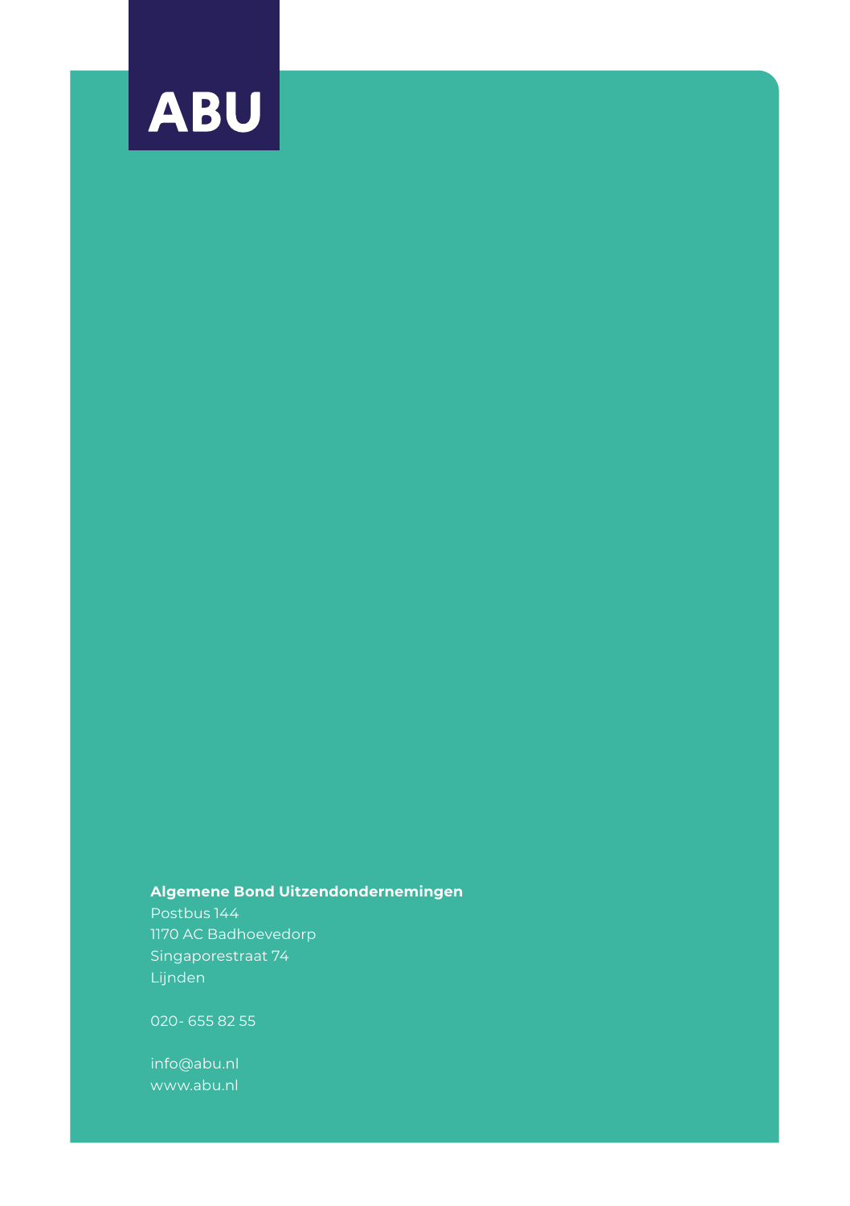ABU

**Algemene Bond Uitzendondernemingen**
Postbus 144
1170 AC Badhoevedorp
Singaporestraat 74
Lijnden

020- 655 82 55

info@abu.nl
www.abu.nl